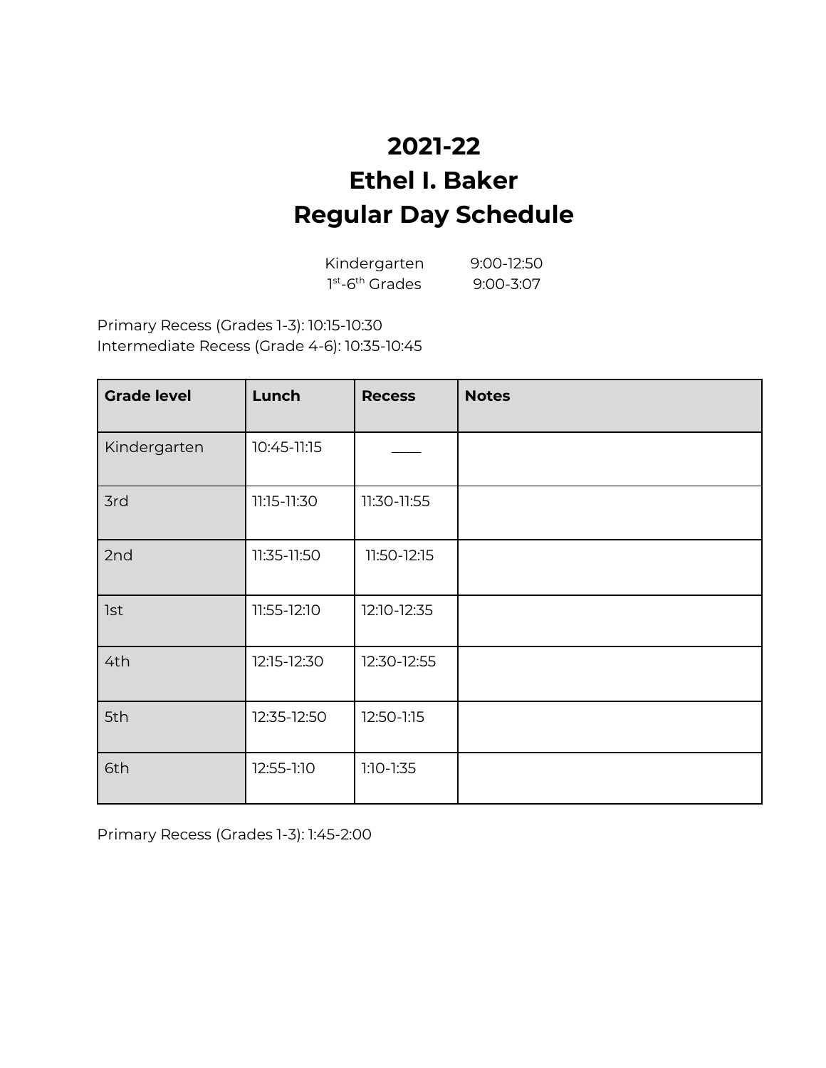# 2021-22
# Ethel I. Baker
# Regular Day Schedule

Kindergarten 9:00-12:50
1st-6th Grades 9:00-3:07

Primary Recess (Grades 1-3): 10:15-10:30
Intermediate Recess (Grade 4-6): 10:35-10:45

| Grade level | Lunch | Recess | Notes |
|---|---|---|---|
| Kindergarten | 10:45-11:15 | ____ | |
| 3rd | 11:15-11:30 | 11:30-11:55 | |
| 2nd | 11:35-11:50 | 11:50-12:15 | |
| 1st | 11:55-12:10 | 12:10-12:35 | |
| 4th | 12:15-12:30 | 12:30-12:55 | |
| 5th | 12:35-12:50 | 12:50-1:15 | |
| 6th | 12:55-1:10 | 1:10-1:35 | |

Primary Recess (Grades 1-3): 1:45-2:00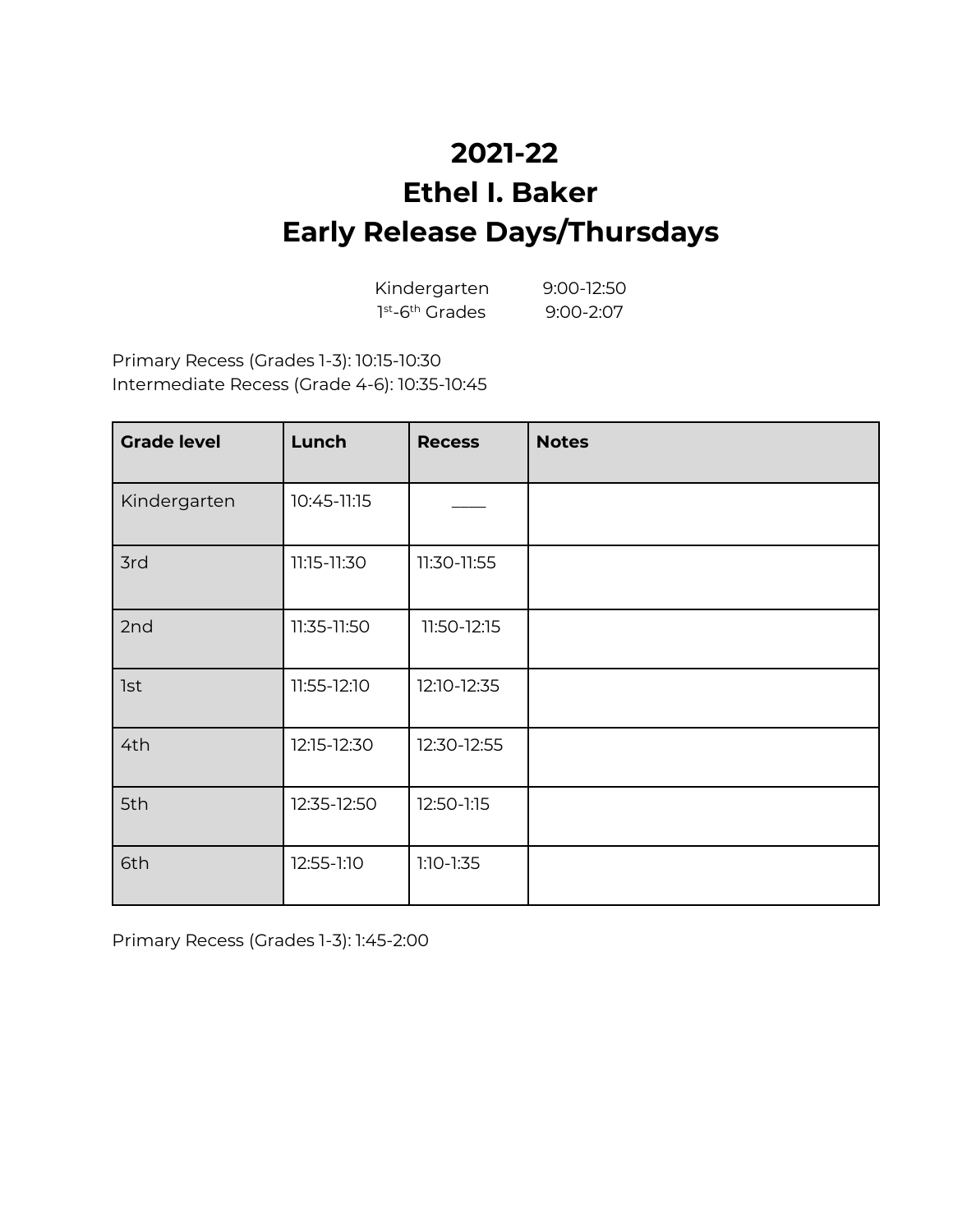# 2021-22
# Ethel I. Baker
# Early Release Days/Thursdays

Kindergarten 9:00-12:50
1st-6th Grades 9:00-2:07

Primary Recess (Grades 1-3): 10:15-10:30
Intermediate Recess (Grade 4-6): 10:35-10:45

| Grade level | Lunch | Recess | Notes |
|---|---|---|---|
| Kindergarten | 10:45-11:15 | ____ | |
| 3rd | 11:15-11:30 | 11:30-11:55 | |
| 2nd | 11:35-11:50 | 11:50-12:15 | |
| 1st | 11:55-12:10 | 12:10-12:35 | |
| 4th | 12:15-12:30 | 12:30-12:55 | |
| 5th | 12:35-12:50 | 12:50-1:15 | |
| 6th | 12:55-1:10 | 1:10-1:35 | |

Primary Recess (Grades 1-3): 1:45-2:00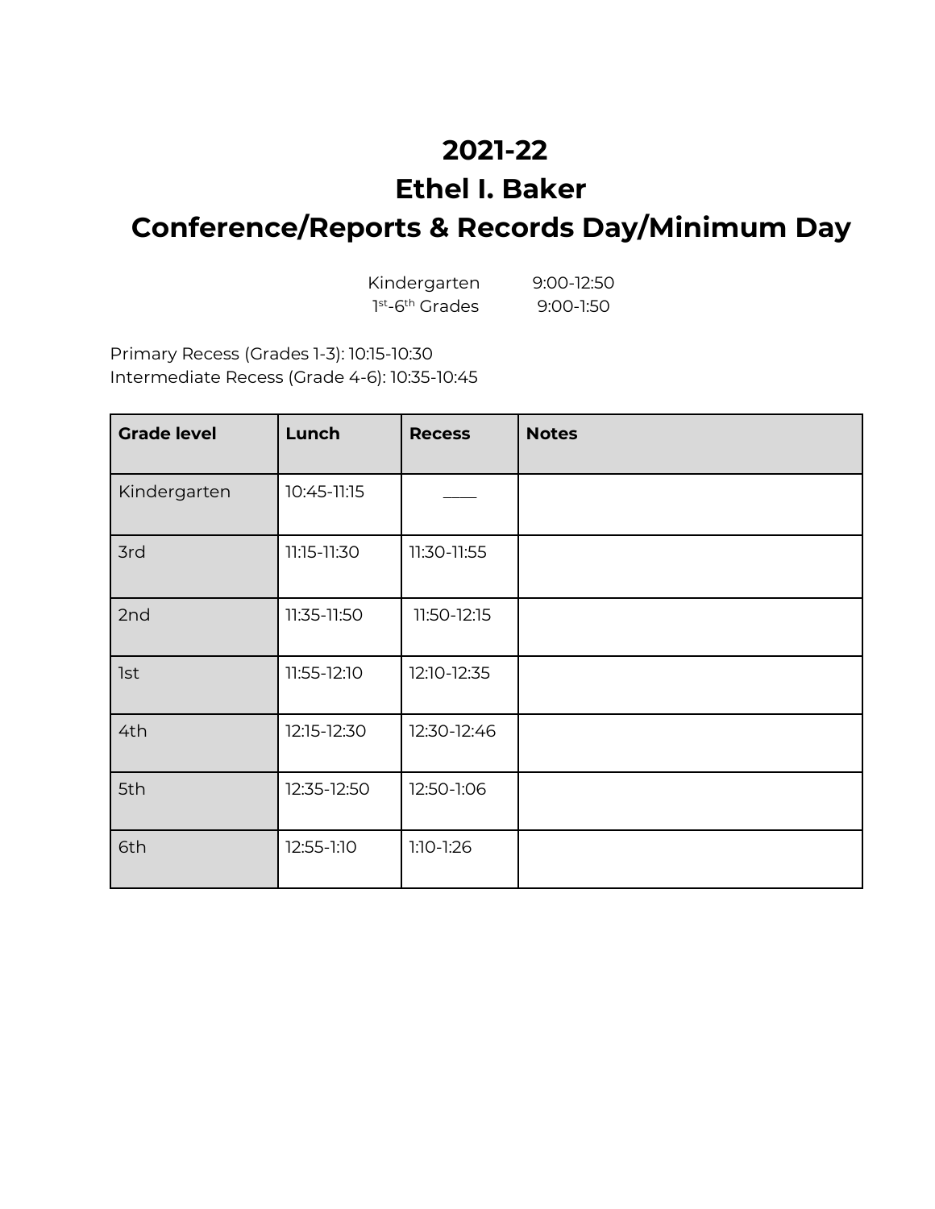# 2021-22
# Ethel I. Baker
# Conference/Reports & Records Day/Minimum Day

Kindergarten 9:00-12:50
1st-6th Grades 9:00-1:50

Primary Recess (Grades 1-3): 10:15-10:30
Intermediate Recess (Grade 4-6): 10:35-10:45

| Grade level | Lunch | Recess | Notes |
|---|---|---|---|
| Kindergarten | 10:45-11:15 | ____ | |
| 3rd | 11:15-11:30 | 11:30-11:55 | |
| 2nd | 11:35-11:50 | 11:50-12:15 | |
| 1st | 11:55-12:10 | 12:10-12:35 | |
| 4th | 12:15-12:30 | 12:30-12:46 | |
| 5th | 12:35-12:50 | 12:50-1:06 | |
| 6th | 12:55-1:10 | 1:10-1:26 | |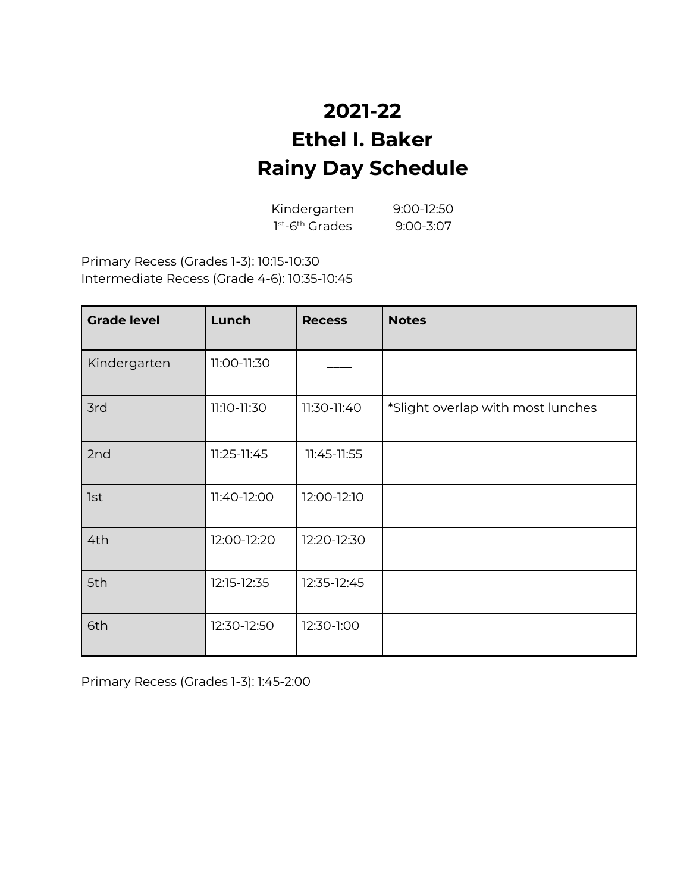# 2021-22
# Ethel I. Baker
# Rainy Day Schedule

Kindergarten 9:00-12:50
1st-6th Grades 9:00-3:07

Primary Recess (Grades 1-3): 10:15-10:30
Intermediate Recess (Grade 4-6): 10:35-10:45

| Grade level | Lunch | Recess | Notes |
|---|---|---|---|
| Kindergarten | 11:00-11:30 | ____ | |
| 3rd | 11:10-11:30 | 11:30-11:40 | *Slight overlap with most lunches |
| 2nd | 11:25-11:45 | 11:45-11:55 | |
| 1st | 11:40-12:00 | 12:00-12:10 | |
| 4th | 12:00-12:20 | 12:20-12:30 | |
| 5th | 12:15-12:35 | 12:35-12:45 | |
| 6th | 12:30-12:50 | 12:30-1:00 | |

Primary Recess (Grades 1-3): 1:45-2:00